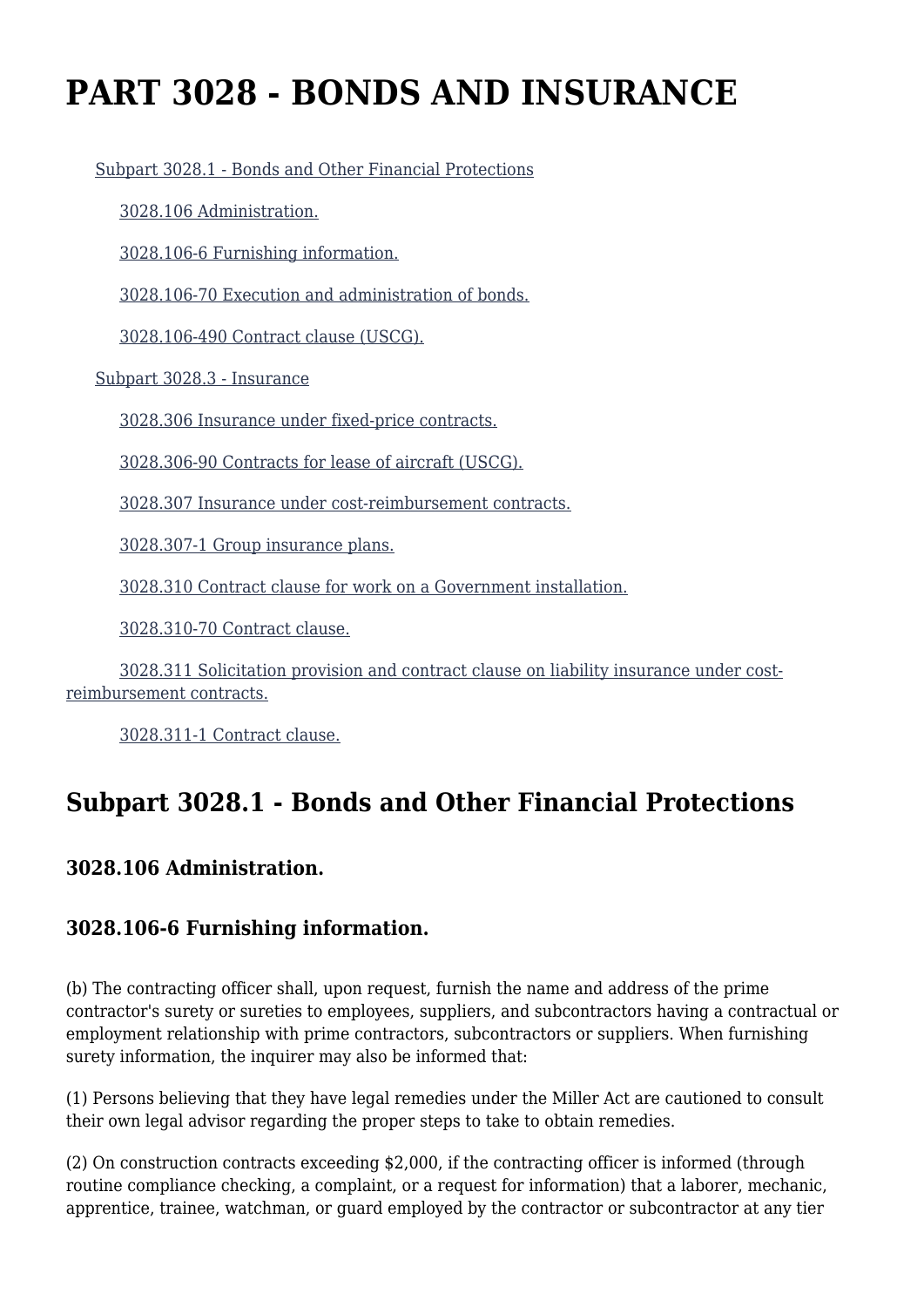# PART 3028 - BONDS AND INSURANCE

Subpart 3028.1 - Bonds and Other Financial Protections

3028.106 Administration.

3028.106-6 Furnishing information.

3028.106-70 Execution and administration of bonds.

3028.106-490 Contract clause (USCG).

Subpart 3028.3 - Insurance

3028.306 Insurance under fixed-price contracts.

3028.306-90 Contracts for lease of aircraft (USCG).

3028.307 Insurance under cost-reimbursement contracts.

3028.307-1 Group insurance plans.

3028.310 Contract clause for work on a Government installation.

3028.310-70 Contract clause.

3028.311 Solicitation provision and contract clause on liability insurance under cost-reimbursement contracts.

3028.311-1 Contract clause.

## Subpart 3028.1 - Bonds and Other Financial Protections

### 3028.106 Administration.

### 3028.106-6 Furnishing information.

(b) The contracting officer shall, upon request, furnish the name and address of the prime contractor's surety or sureties to employees, suppliers, and subcontractors having a contractual or employment relationship with prime contractors, subcontractors or suppliers. When furnishing surety information, the inquirer may also be informed that:

(1) Persons believing that they have legal remedies under the Miller Act are cautioned to consult their own legal advisor regarding the proper steps to take to obtain remedies.

(2) On construction contracts exceeding $2,000, if the contracting officer is informed (through routine compliance checking, a complaint, or a request for information) that a laborer, mechanic, apprentice, trainee, watchman, or guard employed by the contractor or subcontractor at any tier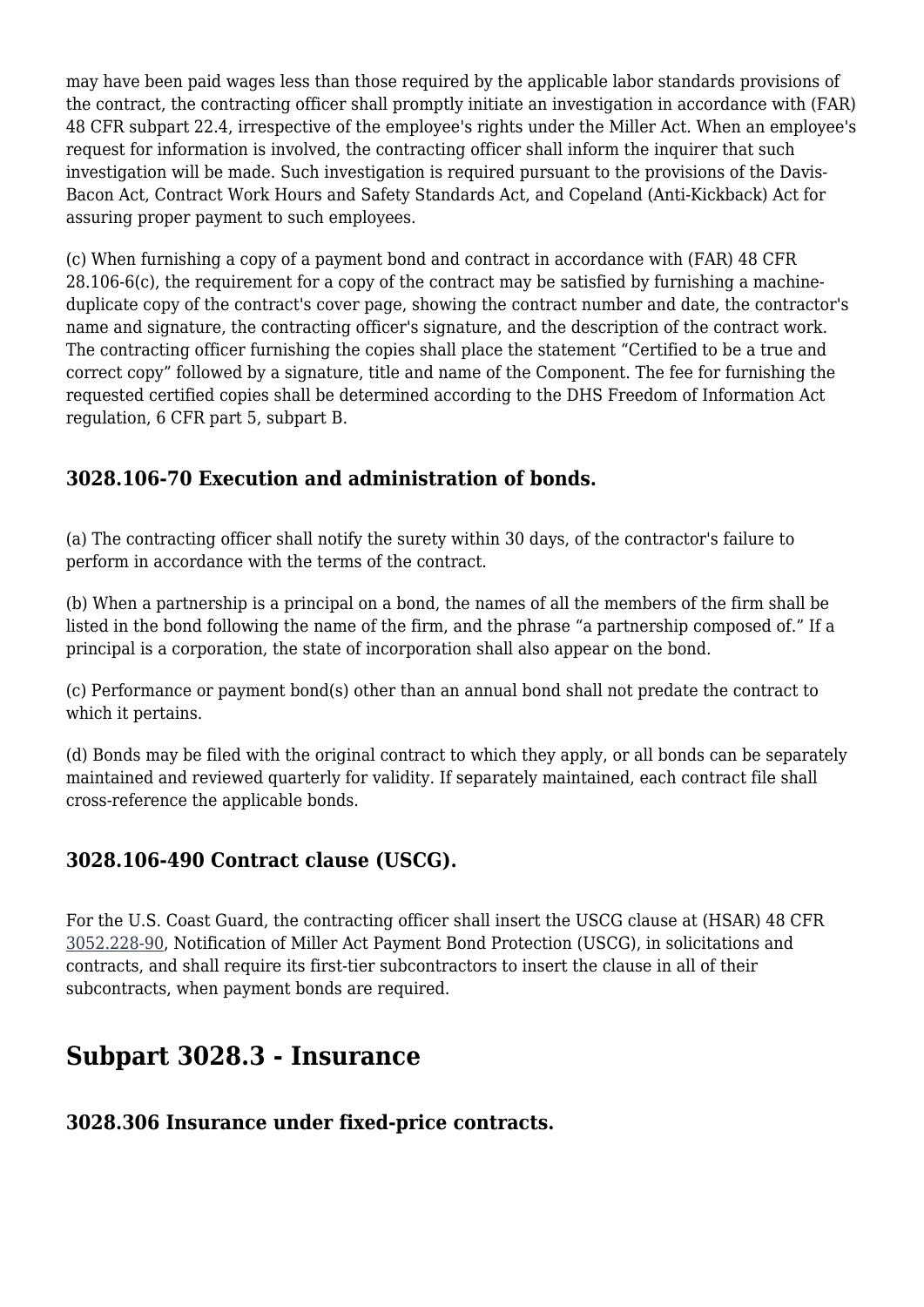may have been paid wages less than those required by the applicable labor standards provisions of the contract, the contracting officer shall promptly initiate an investigation in accordance with (FAR) 48 CFR subpart 22.4, irrespective of the employee's rights under the Miller Act. When an employee's request for information is involved, the contracting officer shall inform the inquirer that such investigation will be made. Such investigation is required pursuant to the provisions of the Davis-Bacon Act, Contract Work Hours and Safety Standards Act, and Copeland (Anti-Kickback) Act for assuring proper payment to such employees.

(c) When furnishing a copy of a payment bond and contract in accordance with (FAR) 48 CFR 28.106-6(c), the requirement for a copy of the contract may be satisfied by furnishing a machine-duplicate copy of the contract's cover page, showing the contract number and date, the contractor's name and signature, the contracting officer's signature, and the description of the contract work. The contracting officer furnishing the copies shall place the statement “Certified to be a true and correct copy” followed by a signature, title and name of the Component. The fee for furnishing the requested certified copies shall be determined according to the DHS Freedom of Information Act regulation, 6 CFR part 5, subpart B.

### 3028.106-70 Execution and administration of bonds.

(a) The contracting officer shall notify the surety within 30 days, of the contractor's failure to perform in accordance with the terms of the contract.

(b) When a partnership is a principal on a bond, the names of all the members of the firm shall be listed in the bond following the name of the firm, and the phrase “a partnership composed of.” If a principal is a corporation, the state of incorporation shall also appear on the bond.

(c) Performance or payment bond(s) other than an annual bond shall not predate the contract to which it pertains.

(d) Bonds may be filed with the original contract to which they apply, or all bonds can be separately maintained and reviewed quarterly for validity. If separately maintained, each contract file shall cross-reference the applicable bonds.

### 3028.106-490 Contract clause (USCG).

For the U.S. Coast Guard, the contracting officer shall insert the USCG clause at (HSAR) 48 CFR 3052.228-90, Notification of Miller Act Payment Bond Protection (USCG), in solicitations and contracts, and shall require its first-tier subcontractors to insert the clause in all of their subcontracts, when payment bonds are required.

## Subpart 3028.3 - Insurance

### 3028.306 Insurance under fixed-price contracts.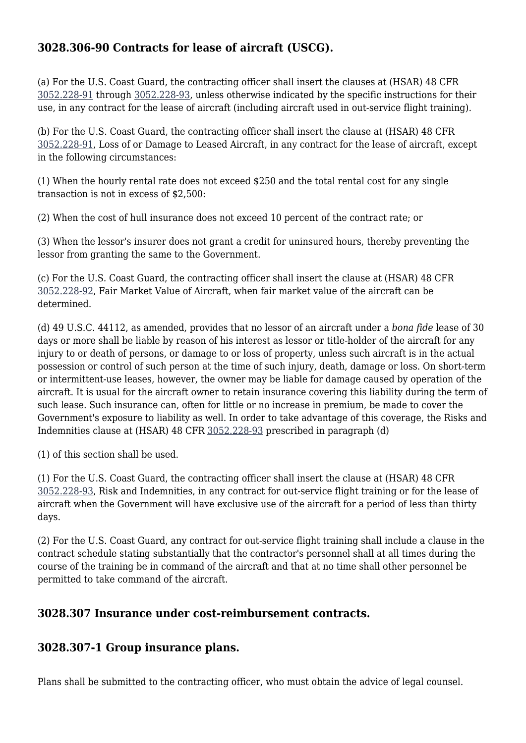## 3028.306-90 Contracts for lease of aircraft (USCG).

(a) For the U.S. Coast Guard, the contracting officer shall insert the clauses at (HSAR) 48 CFR 3052.228-91 through 3052.228-93, unless otherwise indicated by the specific instructions for their use, in any contract for the lease of aircraft (including aircraft used in out-service flight training).

(b) For the U.S. Coast Guard, the contracting officer shall insert the clause at (HSAR) 48 CFR 3052.228-91, Loss of or Damage to Leased Aircraft, in any contract for the lease of aircraft, except in the following circumstances:

(1) When the hourly rental rate does not exceed $250 and the total rental cost for any single transaction is not in excess of $2,500:

(2) When the cost of hull insurance does not exceed 10 percent of the contract rate; or

(3) When the lessor's insurer does not grant a credit for uninsured hours, thereby preventing the lessor from granting the same to the Government.

(c) For the U.S. Coast Guard, the contracting officer shall insert the clause at (HSAR) 48 CFR 3052.228-92, Fair Market Value of Aircraft, when fair market value of the aircraft can be determined.

(d) 49 U.S.C. 44112, as amended, provides that no lessor of an aircraft under a *bona fide* lease of 30 days or more shall be liable by reason of his interest as lessor or title-holder of the aircraft for any injury to or death of persons, or damage to or loss of property, unless such aircraft is in the actual possession or control of such person at the time of such injury, death, damage or loss. On short-term or intermittent-use leases, however, the owner may be liable for damage caused by operation of the aircraft. It is usual for the aircraft owner to retain insurance covering this liability during the term of such lease. Such insurance can, often for little or no increase in premium, be made to cover the Government's exposure to liability as well. In order to take advantage of this coverage, the Risks and Indemnities clause at (HSAR) 48 CFR 3052.228-93 prescribed in paragraph (d)

(1) of this section shall be used.

(1) For the U.S. Coast Guard, the contracting officer shall insert the clause at (HSAR) 48 CFR 3052.228-93, Risk and Indemnities, in any contract for out-service flight training or for the lease of aircraft when the Government will have exclusive use of the aircraft for a period of less than thirty days.

(2) For the U.S. Coast Guard, any contract for out-service flight training shall include a clause in the contract schedule stating substantially that the contractor's personnel shall at all times during the course of the training be in command of the aircraft and that at no time shall other personnel be permitted to take command of the aircraft.

## 3028.307 Insurance under cost-reimbursement contracts.

## 3028.307-1 Group insurance plans.

Plans shall be submitted to the contracting officer, who must obtain the advice of legal counsel.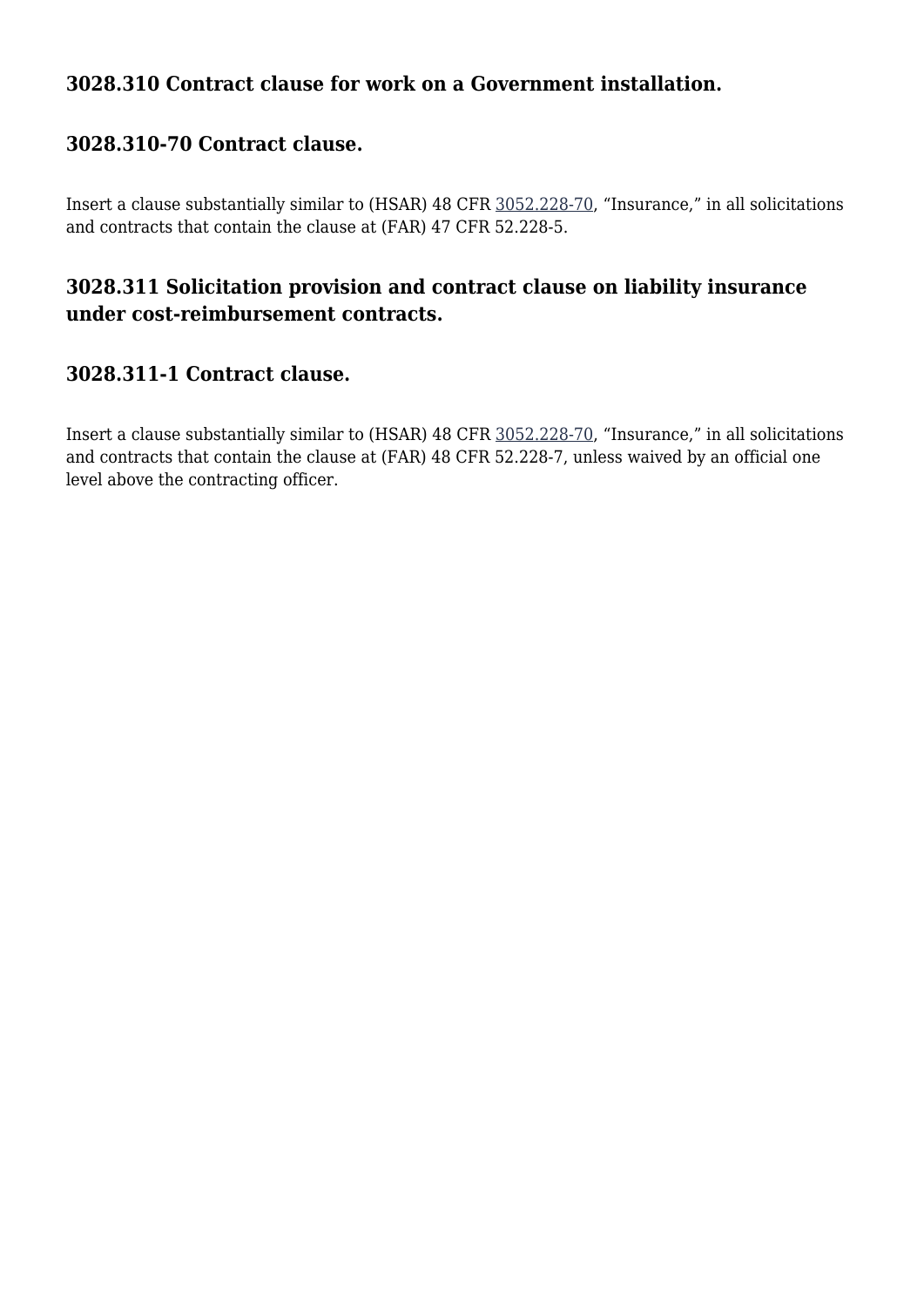### 3028.310 Contract clause for work on a Government installation.

### 3028.310-70 Contract clause.

Insert a clause substantially similar to (HSAR) 48 CFR 3052.228-70, "Insurance," in all solicitations and contracts that contain the clause at (FAR) 47 CFR 52.228-5.

### 3028.311 Solicitation provision and contract clause on liability insurance under cost-reimbursement contracts.

### 3028.311-1 Contract clause.

Insert a clause substantially similar to (HSAR) 48 CFR 3052.228-70, "Insurance," in all solicitations and contracts that contain the clause at (FAR) 48 CFR 52.228-7, unless waived by an official one level above the contracting officer.